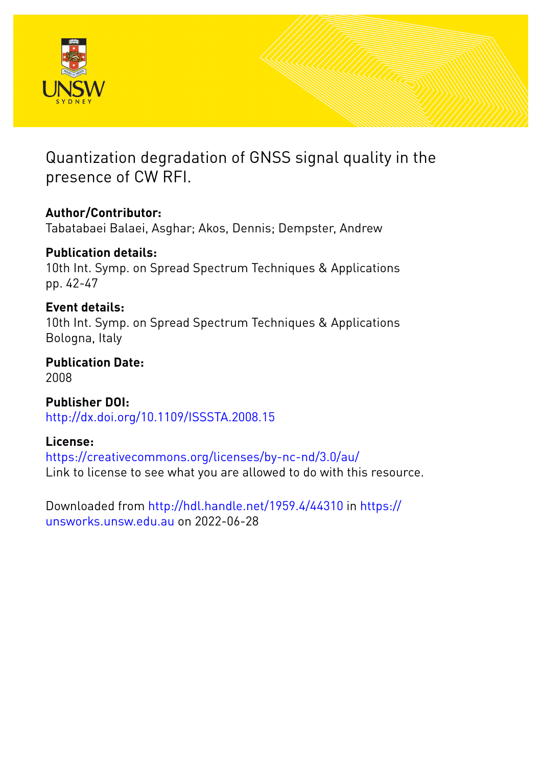# Quantization degradation of GNSS signal quality in the presence of CW RFI.

**Author/Contributor:**
Tabatabaei Balaei, Asghar; Akos, Dennis; Dempster, Andrew

**Publication details:**
10th Int. Symp. on Spread Spectrum Techniques & Applications
pp. 42-47

**Event details:**
10th Int. Symp. on Spread Spectrum Techniques & Applications
Bologna, Italy

**Publication Date:**
2008

**Publisher DOI:**
http://dx.doi.org/10.1109/ISSSTA.2008.15

**License:**
https://creativecommons.org/licenses/by-nc-nd/3.0/au/
Link to license to see what you are allowed to do with this resource.

Downloaded from http://hdl.handle.net/1959.4/44310 in https://unsworks.unsw.edu.au on 2022-06-28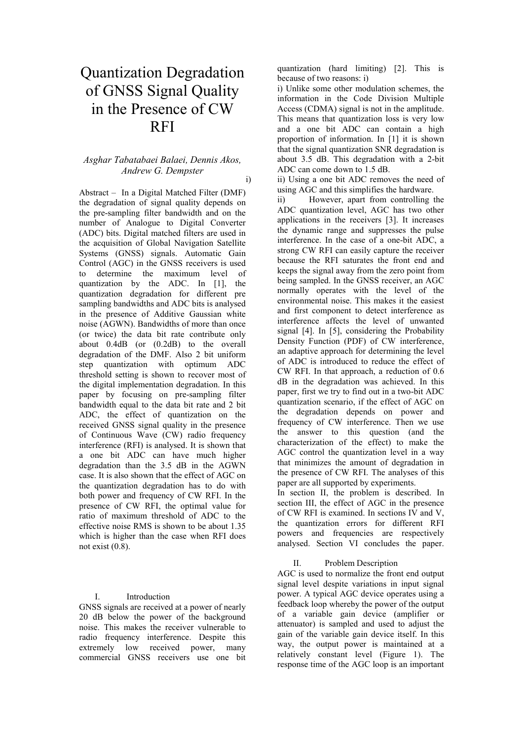# Quantization Degradation of GNSS Signal Quality in the Presence of CW RFI

*Asghar Tabatabaei Balaei, Dennis Akos, Andrew G. Dempster*

i)

Abstract – In a Digital Matched Filter (DMF) the degradation of signal quality depends on the pre-sampling filter bandwidth and on the number of Analogue to Digital Converter (ADC) bits. Digital matched filters are used in the acquisition of Global Navigation Satellite Systems (GNSS) signals. Automatic Gain Control (AGC) in the GNSS receivers is used to determine the maximum level of quantization by the ADC. In [1], the quantization degradation for different pre sampling bandwidths and ADC bits is analysed in the presence of Additive Gaussian white noise (AGWN). Bandwidths of more than once (or twice) the data bit rate contribute only about 0.4dB (or (0.2dB) to the overall degradation of the DMF. Also 2 bit uniform step quantization with optimum ADC threshold setting is shown to recover most of the digital implementation degradation. In this paper by focusing on pre-sampling filter bandwidth equal to the data bit rate and 2 bit ADC, the effect of quantization on the received GNSS signal quality in the presence of Continuous Wave (CW) radio frequency interference (RFI) is analysed. It is shown that a one bit ADC can have much higher degradation than the 3.5 dB in the AGWN case. It is also shown that the effect of AGC on the quantization degradation has to do with both power and frequency of CW RFI. In the presence of CW RFI, the optimal value for ratio of maximum threshold of ADC to the effective noise RMS is shown to be about 1.35 which is higher than the case when RFI does not exist (0.8).

## I. Introduction

GNSS signals are received at a power of nearly 20 dB below the power of the background noise. This makes the receiver vulnerable to radio frequency interference. Despite this extremely low received power, many commercial GNSS receivers use one bit quantization (hard limiting) [2]. This is because of two reasons: i)

i) Unlike some other modulation schemes, the information in the Code Division Multiple Access (CDMA) signal is not in the amplitude. This means that quantization loss is very low and a one bit ADC can contain a high proportion of information. In [1] it is shown that the signal quantization SNR degradation is about 3.5 dB. This degradation with a 2-bit ADC can come down to 1.5 dB.

ii) Using a one bit ADC removes the need of using AGC and this simplifies the hardware.

ii) However, apart from controlling the ADC quantization level, AGC has two other applications in the receivers [3]. It increases the dynamic range and suppresses the pulse interference. In the case of a one-bit ADC, a strong CW RFI can easily capture the receiver because the RFI saturates the front end and keeps the signal away from the zero point from being sampled. In the GNSS receiver, an AGC normally operates with the level of the environmental noise. This makes it the easiest and first component to detect interference as interference affects the level of unwanted signal [4]. In [5], considering the Probability Density Function (PDF) of CW interference, an adaptive approach for determining the level of ADC is introduced to reduce the effect of CW RFI. In that approach, a reduction of 0.6 dB in the degradation was achieved. In this paper, first we try to find out in a two-bit ADC quantization scenario, if the effect of AGC on the degradation depends on power and frequency of CW interference. Then we use the answer to this question (and the characterization of the effect) to make the AGC control the quantization level in a way that minimizes the amount of degradation in the presence of CW RFI. The analyses of this paper are all supported by experiments.

In section II, the problem is described. In section III, the effect of AGC in the presence of CW RFI is examined. In sections IV and V, the quantization errors for different RFI powers and frequencies are respectively analysed. Section VI concludes the paper.

## II. Problem Description

AGC is used to normalize the front end output signal level despite variations in input signal power. A typical AGC device operates using a feedback loop whereby the power of the output of a variable gain device (amplifier or attenuator) is sampled and used to adjust the gain of the variable gain device itself. In this way, the output power is maintained at a relatively constant level (Figure 1). The response time of the AGC loop is an important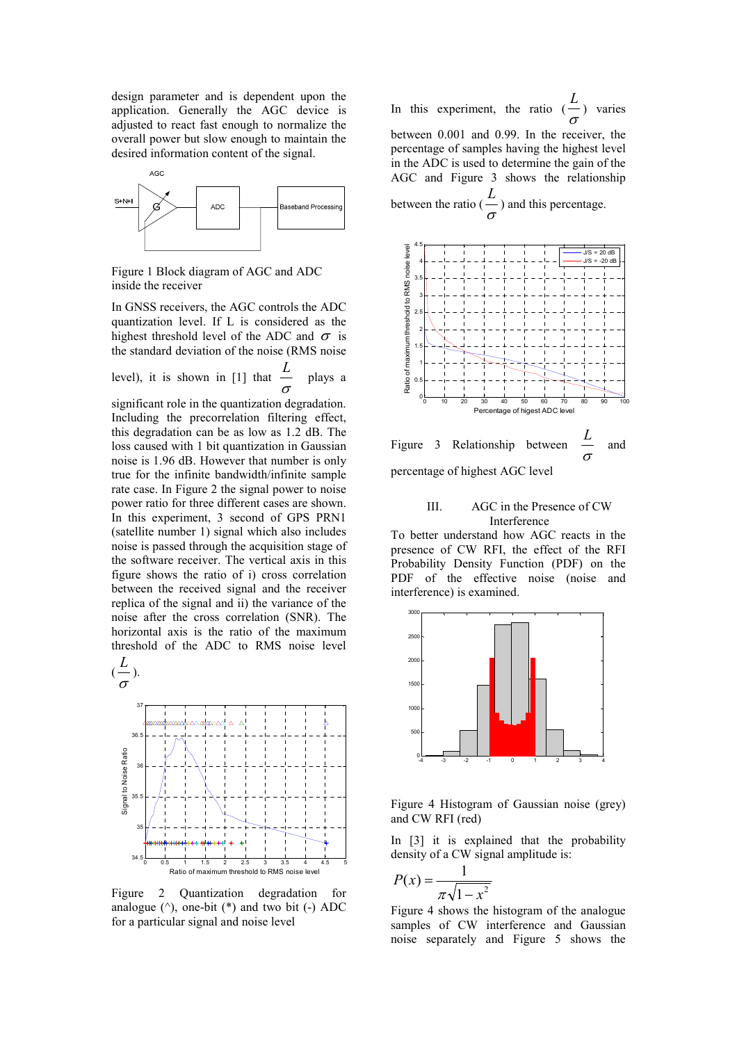design parameter and is dependent upon the application. Generally the AGC device is adjusted to react fast enough to normalize the overall power but slow enough to maintain the desired information content of the signal.

Figure 1 Block diagram of AGC and ADC inside the receiver

In GNSS receivers, the AGC controls the ADC quantization level. If L is considered as the highest threshold level of the ADC and $\sigma$ is the standard deviation of the noise (RMS noise level), it is shown in [1] that $\frac{L}{\sigma}$ plays a significant role in the quantization degradation. Including the precorrelation filtering effect, this degradation can be as low as 1.2 dB. The loss caused with 1 bit quantization in Gaussian noise is 1.96 dB. However that number is only true for the infinite bandwidth/infinite sample rate case. In Figure 2 the signal power to noise power ratio for three different cases are shown. In this experiment, 3 second of GPS PRN1 (satellite number 1) signal which also includes noise is passed through the acquisition stage of the software receiver. The vertical axis in this figure shows the ratio of i) cross correlation between the received signal and the receiver replica of the signal and ii) the variance of the noise after the cross correlation (SNR). The horizontal axis is the ratio of the maximum threshold of the ADC to RMS noise level $(\frac{L}{\sigma})$.

Figure 2 Quantization degradation for analogue (^), one-bit (*) and two bit (-) ADC for a particular signal and noise level

In this experiment, the ratio $(\frac{L}{\sigma})$ varies between 0.001 and 0.99. In the receiver, the percentage of samples having the highest level in the ADC is used to determine the gain of the AGC and Figure 3 shows the relationship between the ratio $(\frac{L}{\sigma})$ and this percentage.

Figure 3 Relationship between $\frac{L}{\sigma}$ and percentage of highest AGC level

## III. AGC in the Presence of CW Interference

To better understand how AGC reacts in the presence of CW RFI, the effect of the RFI Probability Density Function (PDF) on the PDF of the effective noise (noise and interference) is examined.

Figure 4 Histogram of Gaussian noise (grey) and CW RFI (red)

In [3] it is explained that the probability density of a CW signal amplitude is:

$$P(x) = \frac{1}{\pi\sqrt{1-x^2}}$$

Figure 4 shows the histogram of the analogue samples of CW interference and Gaussian noise separately and Figure 5 shows the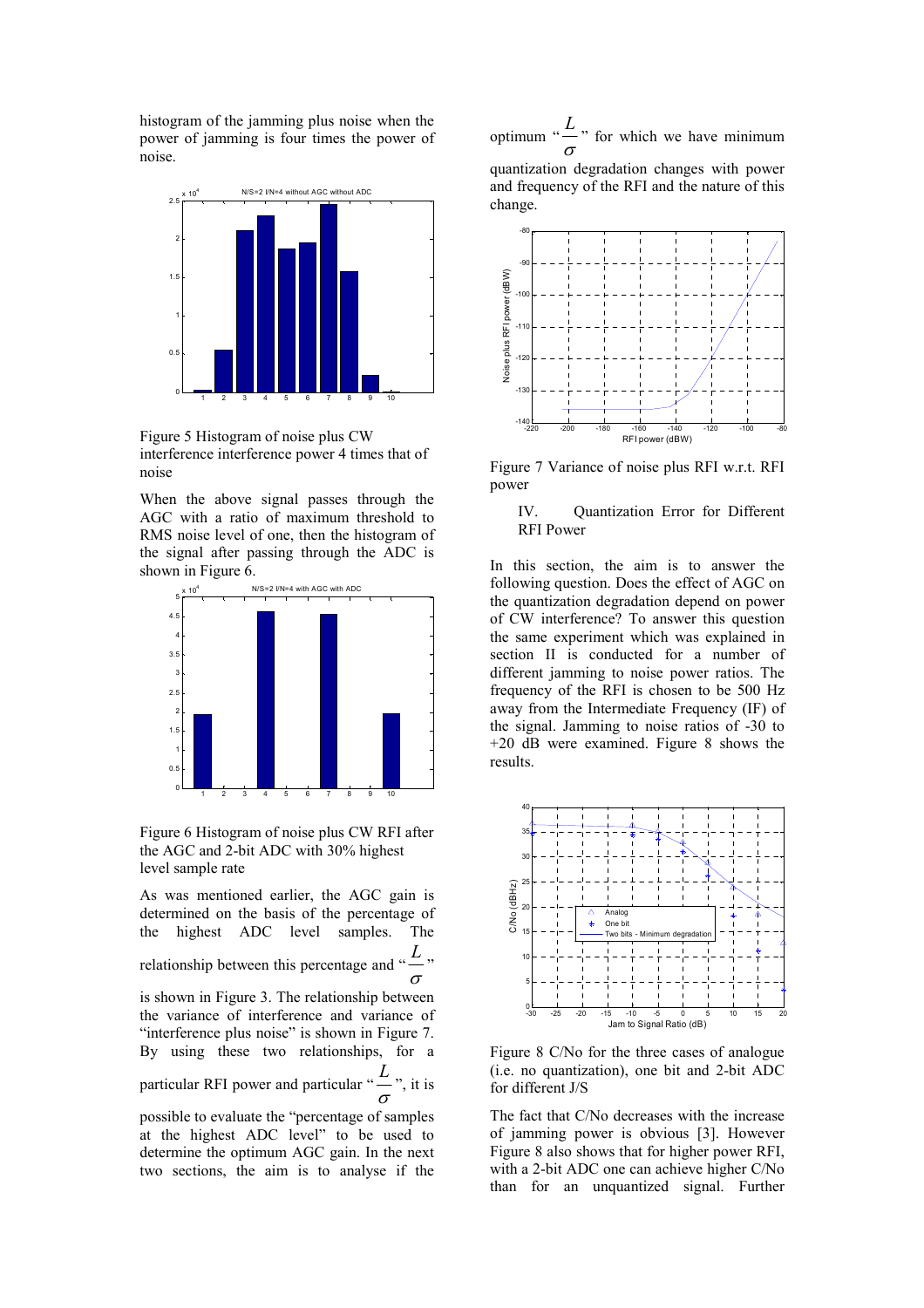histogram of the jamming plus noise when the power of jamming is four times the power of noise.

Figure 5 Histogram of noise plus CW interference interference power 4 times that of noise

When the above signal passes through the AGC with a ratio of maximum threshold to RMS noise level of one, then the histogram of the signal after passing through the ADC is shown in Figure 6.

Figure 6 Histogram of noise plus CW RFI after the AGC and 2-bit ADC with 30% highest level sample rate

As was mentioned earlier, the AGC gain is determined on the basis of the percentage of the highest ADC level samples. The relationship between this percentage and "$\frac{L}{\sigma}$" is shown in Figure 3. The relationship between the variance of interference and variance of "interference plus noise" is shown in Figure 7. By using these two relationships, for a particular RFI power and particular "$\frac{L}{\sigma}$", it is possible to evaluate the "percentage of samples at the highest ADC level" to be used to determine the optimum AGC gain. In the next two sections, the aim is to analyse if the optimum "$\frac{L}{\sigma}$" for which we have minimum quantization degradation changes with power and frequency of the RFI and the nature of this change.

Figure 7 Variance of noise plus RFI w.r.t. RFI power

## IV. Quantization Error for Different RFI Power

In this section, the aim is to answer the following question. Does the effect of AGC on the quantization degradation depend on power of CW interference? To answer this question the same experiment which was explained in section II is conducted for a number of different jamming to noise power ratios. The frequency of the RFI is chosen to be 500 Hz away from the Intermediate Frequency (IF) of the signal. Jamming to noise ratios of -30 to +20 dB were examined. Figure 8 shows the results.

Figure 8 C/No for the three cases of analogue (i.e. no quantization), one bit and 2-bit ADC for different J/S

The fact that C/No decreases with the increase of jamming power is obvious [3]. However Figure 8 also shows that for higher power RFI, with a 2-bit ADC one can achieve higher C/No than for an unquantized signal. Further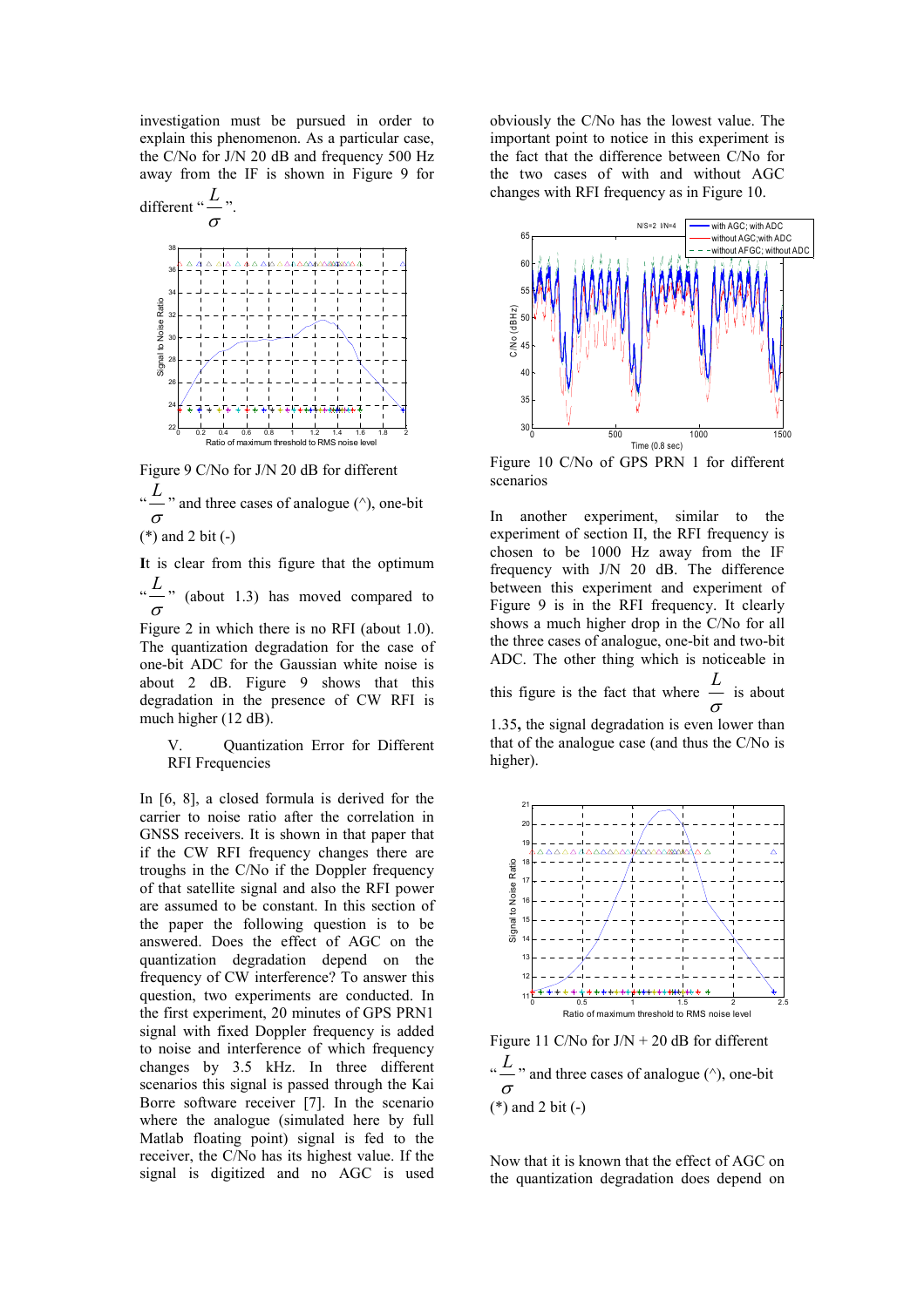investigation must be pursued in order to explain this phenomenon. As a particular case, the C/No for J/N 20 dB and frequency 500 Hz away from the IF is shown in Figure 9 for different "$\frac{L}{\sigma}$".

Figure 9 C/No for J/N 20 dB for different "$\frac{L}{\sigma}$" and three cases of analogue (^), one-bit (*) and 2 bit (-)

It is clear from this figure that the optimum "$\frac{L}{\sigma}$" (about 1.3) has moved compared to Figure 2 in which there is no RFI (about 1.0). The quantization degradation for the case of one-bit ADC for the Gaussian white noise is about 2 dB. Figure 9 shows that this degradation in the presence of CW RFI is much higher (12 dB).

## V. Quantization Error for Different RFI Frequencies

In [6, 8], a closed formula is derived for the carrier to noise ratio after the correlation in GNSS receivers. It is shown in that paper that if the CW RFI frequency changes there are troughs in the C/No if the Doppler frequency of that satellite signal and also the RFI power are assumed to be constant. In this section of the paper the following question is to be answered. Does the effect of AGC on the quantization degradation depend on the frequency of CW interference? To answer this question, two experiments are conducted. In the first experiment, 20 minutes of GPS PRN1 signal with fixed Doppler frequency is added to noise and interference of which frequency changes by 3.5 kHz. In three different scenarios this signal is passed through the Kai Borre software receiver [7]. In the scenario where the analogue (simulated here by full Matlab floating point) signal is fed to the receiver, the C/No has its highest value. If the signal is digitized and no AGC is used obviously the C/No has the lowest value. The important point to notice in this experiment is the fact that the difference between C/No for the two cases of with and without AGC changes with RFI frequency as in Figure 10.

Figure 10 C/No of GPS PRN 1 for different scenarios

In another experiment, similar to the experiment of section II, the RFI frequency is chosen to be 1000 Hz away from the IF frequency with J/N 20 dB. The difference between this experiment and experiment of Figure 9 is in the RFI frequency. It clearly shows a much higher drop in the C/No for all the three cases of analogue, one-bit and two-bit ADC. The other thing which is noticeable in this figure is the fact that where $\frac{L}{\sigma}$ is about 1.35, the signal degradation is even lower than that of the analogue case (and thus the C/No is higher).

Figure 11 C/No for J/N + 20 dB for different "$\frac{L}{\sigma}$" and three cases of analogue (^), one-bit (*) and 2 bit (-)

Now that it is known that the effect of AGC on the quantization degradation does depend on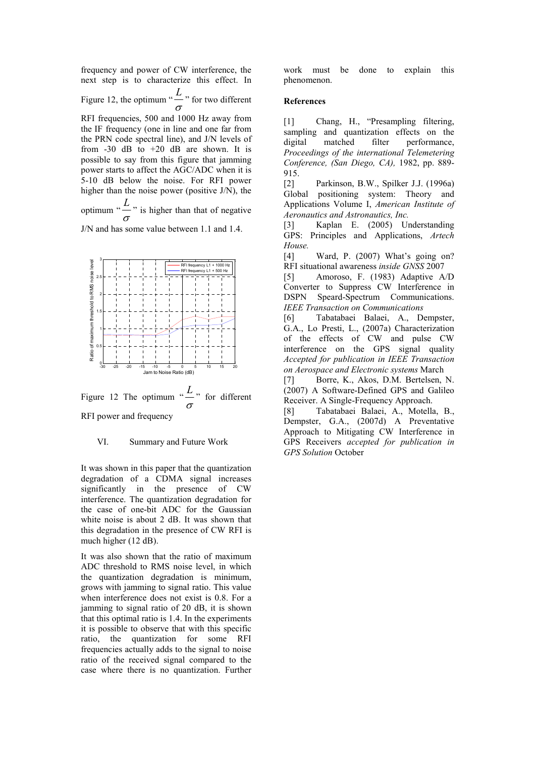frequency and power of CW interference, the next step is to characterize this effect. In Figure 12, the optimum "$\frac{L}{\sigma}$" for two different RFI frequencies, 500 and 1000 Hz away from the IF frequency (one in line and one far from the PRN code spectral line), and J/N levels of from -30 dB to +20 dB are shown. It is possible to say from this figure that jamming power starts to affect the AGC/ADC when it is 5-10 dB below the noise. For RFI power higher than the noise power (positive J/N), the optimum "$\frac{L}{\sigma}$" is higher than that of negative J/N and has some value between 1.1 and 1.4.

Ratio of maximum threshold to RMS noise level

RFI frequency L1 + 1000 Hz

RFI frequency L1 + 500 Hz

0
0.5
1
1.5
2
2.5
3

-30
-25
-20
-15
-10
-5
0
5
10
15
20

Jam to Noise Ratio (dB)

Figure 12 The optimum "$\frac{L}{\sigma}$" for different RFI power and frequency

## VI. Summary and Future Work

It was shown in this paper that the quantization degradation of a CDMA signal increases significantly in the presence of CW interference. The quantization degradation for the case of one-bit ADC for the Gaussian white noise is about 2 dB. It was shown that this degradation in the presence of CW RFI is much higher (12 dB).

It was also shown that the ratio of maximum ADC threshold to RMS noise level, in which the quantization degradation is minimum, grows with jamming to signal ratio. This value when interference does not exist is 0.8. For a jamming to signal ratio of 20 dB, it is shown that this optimal ratio is 1.4. In the experiments it is possible to observe that with this specific ratio, the quantization for some RFI frequencies actually adds to the signal to noise ratio of the received signal compared to the case where there is no quantization. Further work must be done to explain this phenomenon.

## References

[1] Chang, H., "Presampling filtering, sampling and quantization effects on the digital matched filter performance, *Proceedings of the international Telemetering Conference, (San Diego, CA),* 1982, pp. 889-915.

[2] Parkinson, B.W., Spilker J.J. (1996a) Global positioning system: Theory and Applications Volume I, *American Institute of Aeronautics and Astronautics, Inc.*

[3] Kaplan E. (2005) Understanding GPS: Principles and Applications, *Artech House.*

[4] Ward, P. (2007) What's going on? RFI situational awareness *inside GNSS* 2007

[5] Amoroso, F. (1983) Adaptive A/D Converter to Suppress CW Interference in DSPN Speard-Spectrum Communications. *IEEE Transaction on Communications*

[6] Tabatabaei Balaei, A., Dempster, G.A., Lo Presti, L., (2007a) Characterization of the effects of CW and pulse CW interference on the GPS signal quality *Accepted for publication in IEEE Transaction on Aerospace and Electronic systems* March

[7] Borre, K., Akos, D.M. Bertelsen, N. (2007) A Software-Defined GPS and Galileo Receiver. A Single-Frequency Approach.

[8] Tabatabaei Balaei, A., Motella, B., Dempster, G.A., (2007d) A Preventative Approach to Mitigating CW Interference in GPS Receivers *accepted for publication in GPS Solution* October